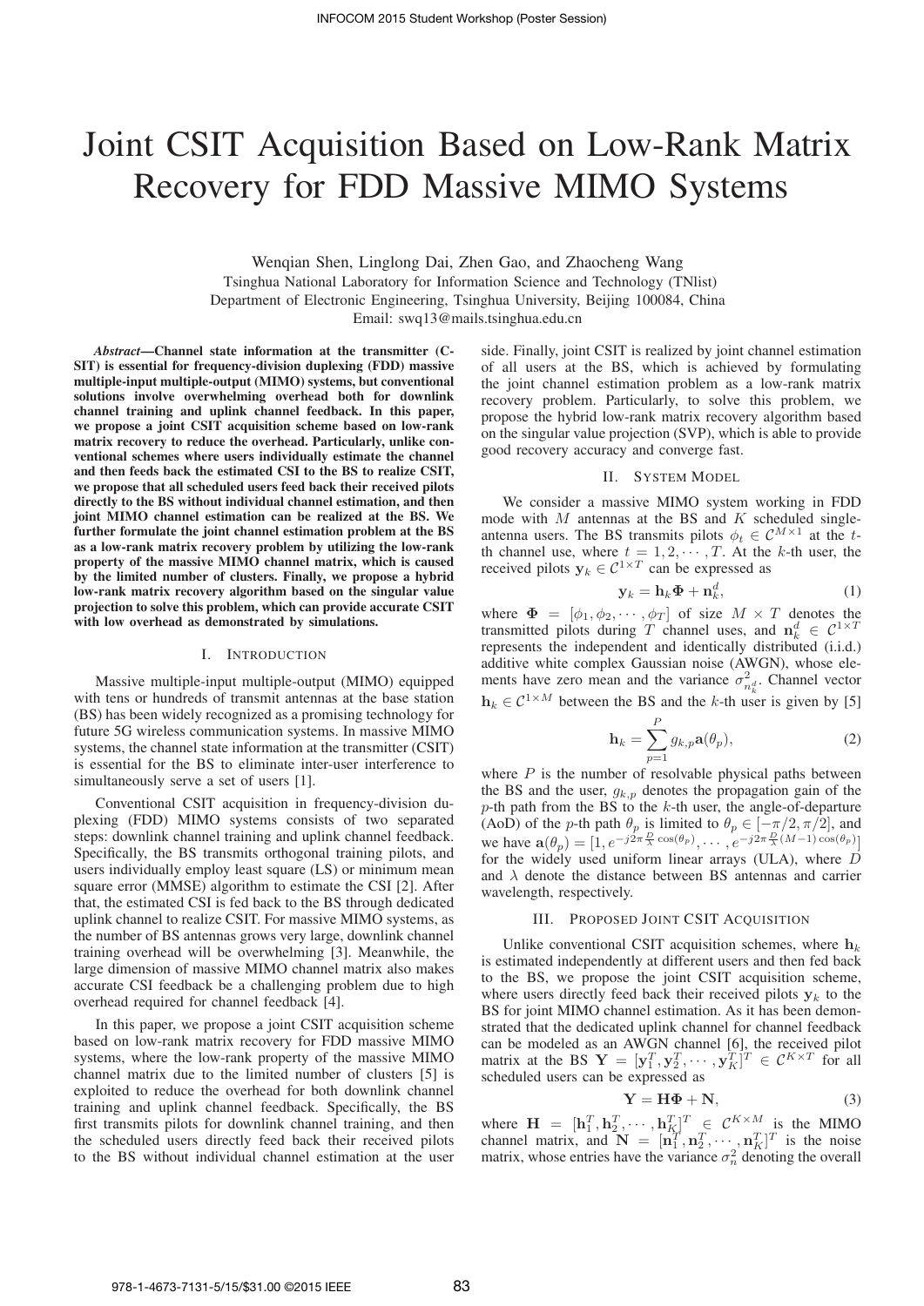// Joint CSIT Acquisition Based on Low-Rank Matrix Recovery for FDD Massive MIMO Systems

Wenqian Shen, Linglong Dai, Zhen Gao, and Zhaocheng Wang

Tsinghua National Laboratory for Information Science and Technology (TNlist)
Department of Electronic Engineering, Tsinghua University, Beijing 100084, China
Email: swq13@mails.tsinghua.edu.cn

***Abstract*—Channel state information at the transmitter (C-SIT) is essential for frequency-division duplexing (FDD) massive multiple-input multiple-output (MIMO) systems, but conventional solutions involve overwhelming overhead both for downlink channel training and uplink channel feedback. In this paper, we propose a joint CSIT acquisition scheme based on low-rank matrix recovery to reduce the overhead. Particularly, unlike conventional schemes where users individually estimate the channel and then feeds back the estimated CSI to the BS to realize CSIT, we propose that all scheduled users feed back their received pilots directly to the BS without individual channel estimation, and then joint MIMO channel estimation can be realized at the BS. We further formulate the joint channel estimation problem at the BS as a low-rank matrix recovery problem by utilizing the low-rank property of the massive MIMO channel matrix, which is caused by the limited number of clusters. Finally, we propose a hybrid low-rank matrix recovery algorithm based on the singular value projection to solve this problem, which can provide accurate CSIT with low overhead as demonstrated by simulations.**

## I. Introduction

Massive multiple-input multiple-output (MIMO) equipped with tens or hundreds of transmit antennas at the base station (BS) has been widely recognized as a promising technology for future 5G wireless communication systems. In massive MIMO systems, the channel state information at the transmitter (CSIT) is essential for the BS to eliminate inter-user interference to simultaneously serve a set of users [1].

Conventional CSIT acquisition in frequency-division duplexing (FDD) MIMO systems consists of two separated steps: downlink channel training and uplink channel feedback. Specifically, the BS transmits orthogonal training pilots, and users individually employ least square (LS) or minimum mean square error (MMSE) algorithm to estimate the CSI [2]. After that, the estimated CSI is fed back to the BS through dedicated uplink channel to realize CSIT. For massive MIMO systems, as the number of BS antennas grows very large, downlink channel training overhead will be overwhelming [3]. Meanwhile, the large dimension of massive MIMO channel matrix also makes accurate CSI feedback be a challenging problem due to high overhead required for channel feedback [4].

In this paper, we propose a joint CSIT acquisition scheme based on low-rank matrix recovery for FDD massive MIMO systems, where the low-rank property of the massive MIMO channel matrix due to the limited number of clusters [5] is exploited to reduce the overhead for both downlink channel training and uplink channel feedback. Specifically, the BS first transmits pilots for downlink channel training, and then the scheduled users directly feed back their received pilots to the BS without individual channel estimation at the user side. Finally, joint CSIT is realized by joint channel estimation of all users at the BS, which is achieved by formulating the joint channel estimation problem as a low-rank matrix recovery problem. Particularly, to solve this problem, we propose the hybrid low-rank matrix recovery algorithm based on the singular value projection (SVP), which is able to provide good recovery accuracy and converge fast.

## II. System Model

We consider a massive MIMO system working in FDD mode with $M$ antennas at the BS and $K$ scheduled single-antenna users. The BS transmits pilots $\phi_t \in \mathcal{C}^{M\times 1}$ at the $t$-th channel use, where $t = 1, 2, \cdots, T$. At the $k$-th user, the received pilots $\mathbf{y}_k \in \mathcal{C}^{1\times T}$ can be expressed as

$$\mathbf{y}_k = \mathbf{h}_k\mathbf{\Phi} + \mathbf{n}_k^d, \tag{1}$$

where $\mathbf{\Phi} = [\phi_1, \phi_2, \cdots, \phi_T]$ of size $M \times T$ denotes the transmitted pilots during $T$ channel uses, and $\mathbf{n}_k^d \in \mathcal{C}^{1\times T}$ represents the independent and identically distributed (i.i.d.) additive white complex Gaussian noise (AWGN), whose elements have zero mean and the variance $\sigma^2_{n_k^d}$. Channel vector $\mathbf{h}_k \in \mathcal{C}^{1\times M}$ between the BS and the $k$-th user is given by [5]

$$\mathbf{h}_k = \sum_{p=1}^{P} g_{k,p}\mathbf{a}(\theta_p), \tag{2}$$

where $P$ is the number of resolvable physical paths between the BS and the user, $g_{k,p}$ denotes the propagation gain of the $p$-th path from the BS to the $k$-th user, the angle-of-departure (AoD) of the $p$-th path $\theta_p$ is limited to $\theta_p \in [-\pi/2, \pi/2]$, and we have $\mathbf{a}(\theta_p) = [1, e^{-j2\pi\frac{D}{\lambda}\cos(\theta_p)}, \cdots, e^{-j2\pi\frac{D}{\lambda}(M-1)\cos(\theta_p)}]$ for the widely used uniform linear arrays (ULA), where $D$ and $\lambda$ denote the distance between BS antennas and carrier wavelength, respectively.

## III. Proposed Joint CSIT Acquisition

Unlike conventional CSIT acquisition schemes, where $\mathbf{h}_k$ is estimated independently at different users and then fed back to the BS, we propose the joint CSIT acquisition scheme, where users directly feed back their received pilots $\mathbf{y}_k$ to the BS for joint MIMO channel estimation. As it has been demonstrated that the dedicated uplink channel for channel feedback can be modeled as an AWGN channel [6], the received pilot matrix at the BS $\mathbf{Y} = [\mathbf{y}_1^T, \mathbf{y}_2^T, \cdots, \mathbf{y}_K^T]^T \in \mathcal{C}^{K\times T}$ for all scheduled users can be expressed as

$$\mathbf{Y} = \mathbf{H}\mathbf{\Phi} + \mathbf{N}, \tag{3}$$

where $\mathbf{H} = [\mathbf{h}_1^T, \mathbf{h}_2^T, \cdots, \mathbf{h}_K^T]^T \in \mathcal{C}^{K\times M}$ is the MIMO channel matrix, and $\mathbf{N} = [\mathbf{n}_1^T, \mathbf{n}_2^T, \cdots, \mathbf{n}_K^T]^T$ is the noise matrix, whose entries have the variance $\sigma_n^2$ denoting the overall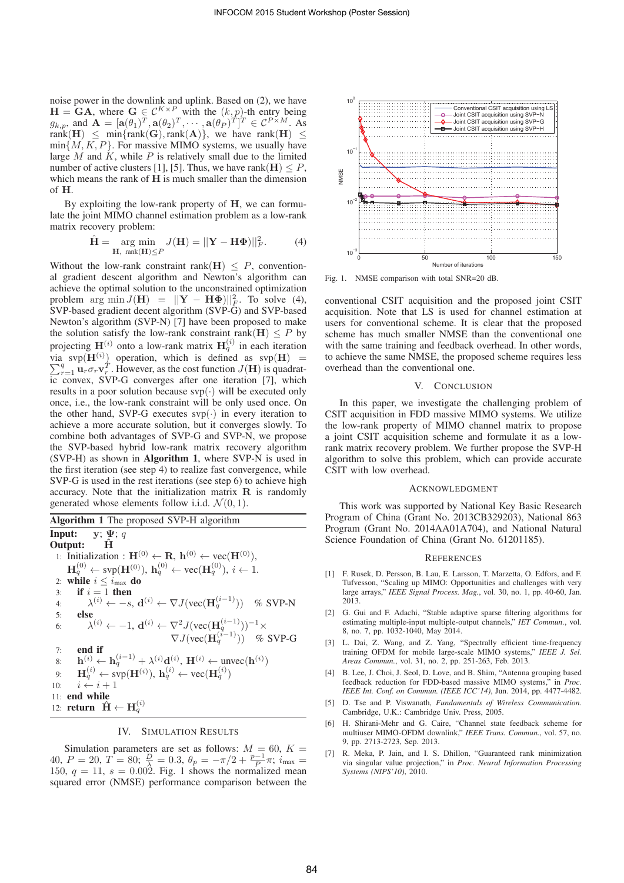noise power in the downlink and uplink. Based on (2), we have $\mathbf{H} = \mathbf{GA}$, where $\mathbf{G} \in \mathcal{C}^{K\times P}$ with the $(k,p)$-th entry being $g_{k,p}$, and $\mathbf{A} = [\mathbf{a}(\theta_1)^T, \mathbf{a}(\theta_2)^T, \cdots, \mathbf{a}(\theta_P)^T]^T \in \mathcal{C}^{P\times M}$. As $\text{rank}(\mathbf{H}) \leq \min\{\text{rank}(\mathbf{G}), \text{rank}(\mathbf{A})\}$, we have $\text{rank}(\mathbf{H}) \leq \min\{M, K, P\}$. For massive MIMO systems, we usually have large $M$ and $K$, while $P$ is relatively small due to the limited number of active clusters [1], [5]. Thus, we have $\text{rank}(\mathbf{H}) \leq P$, which means the rank of $\mathbf{H}$ is much smaller than the dimension of $\mathbf{H}$.

By exploiting the low-rank property of $\mathbf{H}$, we can formulate the joint MIMO channel estimation problem as a low-rank matrix recovery problem:

$$\hat{\mathbf{H}} = \underset{\mathbf{H},\ \text{rank}(\mathbf{H}) \leq P}{\arg\min}\ J(\mathbf{H}) = \|\mathbf{Y} - \mathbf{H}\mathbf{\Phi}\|_F^2. \tag{4}$$

Without the low-rank constraint $\text{rank}(\mathbf{H}) \leq P$, conventional gradient descent algorithm and Newton's algorithm can achieve the optimal solution to the unconstrained optimization problem $\arg\min J(\mathbf{H}) = \|\mathbf{Y} - \mathbf{H}\mathbf{\Phi}\|_F^2$. To solve (4), SVP-based gradient decent algorithm (SVP-G) and SVP-based Newton's algorithm (SVP-N) [7] have been proposed to make the solution satisfy the low-rank constraint $\text{rank}(\mathbf{H}) \leq P$ by projecting $\mathbf{H}^{(i)}$ onto a low-rank matrix $\mathbf{H}_q^{(i)}$ in each iteration via $\text{svp}(\mathbf{H}^{(i)})$ operation, which is defined as $\text{svp}(\mathbf{H}) = \sum_{r=1}^{q} \mathbf{u}_r \sigma_r \mathbf{v}_r^T$. However, as the cost function $J(\mathbf{H})$ is quadratic convex, SVP-G converges after one iteration [7], which results in a poor solution because $\text{svp}(\cdot)$ will be executed only once, i.e., the low-rank constraint will be only used once. On the other hand, SVP-G executes $\text{svp}(\cdot)$ in every iteration to achieve a more accurate solution, but it converges slowly. To combine both advantages of SVP-G and SVP-N, we propose the SVP-based hybrid low-rank matrix recovery algorithm (SVP-H) as shown in **Algorithm 1**, where SVP-N is used in the first iteration (see step 4) to realize fast convergence, while SVP-G is used in the rest iterations (see step 6) to achieve high accuracy. Note that the initialization matrix $\mathbf{R}$ is randomly generated whose elements follow i.i.d. $\mathcal{N}(0, 1)$.

---

**Algorithm 1** The proposed SVP-H algorithm

---

**Input:** $\mathbf{y}$; $\mathbf{\Psi}$; $q$
**Output:** $\hat{\mathbf{H}}$

1: Initialization : $\mathbf{H}^{(0)} \leftarrow \mathbf{R}$, $\mathbf{h}^{(0)} \leftarrow \text{vec}(\mathbf{H}^{(0)})$, $\mathbf{H}_q^{(0)} \leftarrow \text{svp}(\mathbf{H}^{(0)})$, $\mathbf{h}_q^{(0)} \leftarrow \text{vec}(\mathbf{H}_q^{(0)})$, $i \leftarrow 1$.
2: **while** $i \leq i_{\max}$ **do**
3: &nbsp;&nbsp;**if** $i = 1$ **then**
4: &nbsp;&nbsp;&nbsp;&nbsp;$\lambda^{(i)} \leftarrow -s$, $\mathbf{d}^{(i)} \leftarrow \nabla J(\text{vec}(\mathbf{H}_q^{(i-1)}))$ % SVP-N
5: &nbsp;&nbsp;**else**
6: &nbsp;&nbsp;&nbsp;&nbsp;$\lambda^{(i)} \leftarrow -1$, $\mathbf{d}^{(i)} \leftarrow \nabla^2 J(\text{vec}(\mathbf{H}_q^{(i-1)}))^{-1} \times \nabla J(\text{vec}(\mathbf{H}_q^{(i-1)}))$ % SVP-G
7: &nbsp;&nbsp;**end if**
8: &nbsp;&nbsp;$\mathbf{h}^{(i)} \leftarrow \mathbf{h}_q^{(i-1)} + \lambda^{(i)}\mathbf{d}^{(i)}$, $\mathbf{H}^{(i)} \leftarrow \text{unvec}(\mathbf{h}^{(i)})$
9: &nbsp;&nbsp;$\mathbf{H}_q^{(i)} \leftarrow \text{svp}(\mathbf{H}^{(i)})$, $\mathbf{h}_q^{(i)} \leftarrow \text{vec}(\mathbf{H}_q^{(i)})$
10: &nbsp;&nbsp;$i \leftarrow i + 1$
11: **end while**
12: **return** $\hat{\mathbf{H}} \leftarrow \mathbf{H}_q^{(i)}$

---

## IV. Simulation Results

Simulation parameters are set as follows: $M = 60$, $K = 40$, $P = 20$, $T = 80$; $\frac{D}{\lambda} = 0.3$, $\theta_p = -\pi/2 + \frac{p-1}{P}\pi$; $i_{\max} = 150$, $q = 11$, $s = 0.002$. Fig. 1 shows the normalized mean squared error (NMSE) performance comparison between the conventional CSIT acquisition and the proposed joint CSIT acquisition. Note that LS is used for channel estimation at users for conventional scheme. It is clear that the proposed scheme has much smaller NMSE than the conventional one with the same training and feedback overhead. In other words, to achieve the same NMSE, the proposed scheme requires less overhead than the conventional one.

Conventional CSIT acquisition using LS
Joint CSIT acquisition using SVP−N
Joint CSIT acquisition using SVP−G
Joint CSIT acquisition using SVP−H
NMSE
$10^0$
$10^{-1}$
$10^{-2}$
$10^{-3}$
0
50
100
150
Number of iterations

Fig. 1. NMSE comparison with total SNR=20 dB.

## V. Conclusion

In this paper, we investigate the challenging problem of CSIT acquisition in FDD massive MIMO systems. We utilize the low-rank property of MIMO channel matrix to propose a joint CSIT acquisition scheme and formulate it as a low-rank matrix recovery problem. We further propose the SVP-H algorithm to solve this problem, which can provide accurate CSIT with low overhead.

## Acknowledgment

This work was supported by National Key Basic Research Program of China (Grant No. 2013CB329203), National 863 Program (Grant No. 2014AA01A704), and National Natural Science Foundation of China (Grant No. 61201185).

## References

[1] F. Rusek, D. Persson, B. Lau, E. Larsson, T. Marzetta, O. Edfors, and F. Tufvesson, "Scaling up MIMO: Opportunities and challenges with very large arrays," *IEEE Signal Process. Mag.*, vol. 30, no. 1, pp. 40-60, Jan. 2013.

[2] G. Gui and F. Adachi, "Stable adaptive sparse filtering algorithms for estimating multiple-input multiple-output channels," *IET Commun.*, vol. 8, no. 7, pp. 1032-1040, May 2014.

[3] L. Dai, Z. Wang, and Z. Yang, "Spectrally efficient time-frequency training OFDM for mobile large-scale MIMO systems," *IEEE J. Sel. Areas Commun.*, vol. 31, no. 2, pp. 251-263, Feb. 2013.

[4] B. Lee, J. Choi, J. Seol, D. Love, and B. Shim, "Antenna grouping based feedback reduction for FDD-based massive MIMO systems," in *Proc. IEEE Int. Conf. on Commun. (IEEE ICC'14)*, Jun. 2014, pp. 4477-4482.

[5] D. Tse and P. Viswanath, *Fundamentals of Wireless Communication.* Cambridge, U.K.: Cambridge Univ. Press, 2005.

[6] H. Shirani-Mehr and G. Caire, "Channel state feedback scheme for multiuser MIMO-OFDM downlink," *IEEE Trans. Commun.*, vol. 57, no. 9, pp. 2713-2723, Sep. 2013.

[7] R. Meka, P. Jain, and I. S. Dhillon, "Guaranteed rank minimization via singular value projection," in *Proc. Neural Information Processing Systems (NIPS'10)*, 2010.